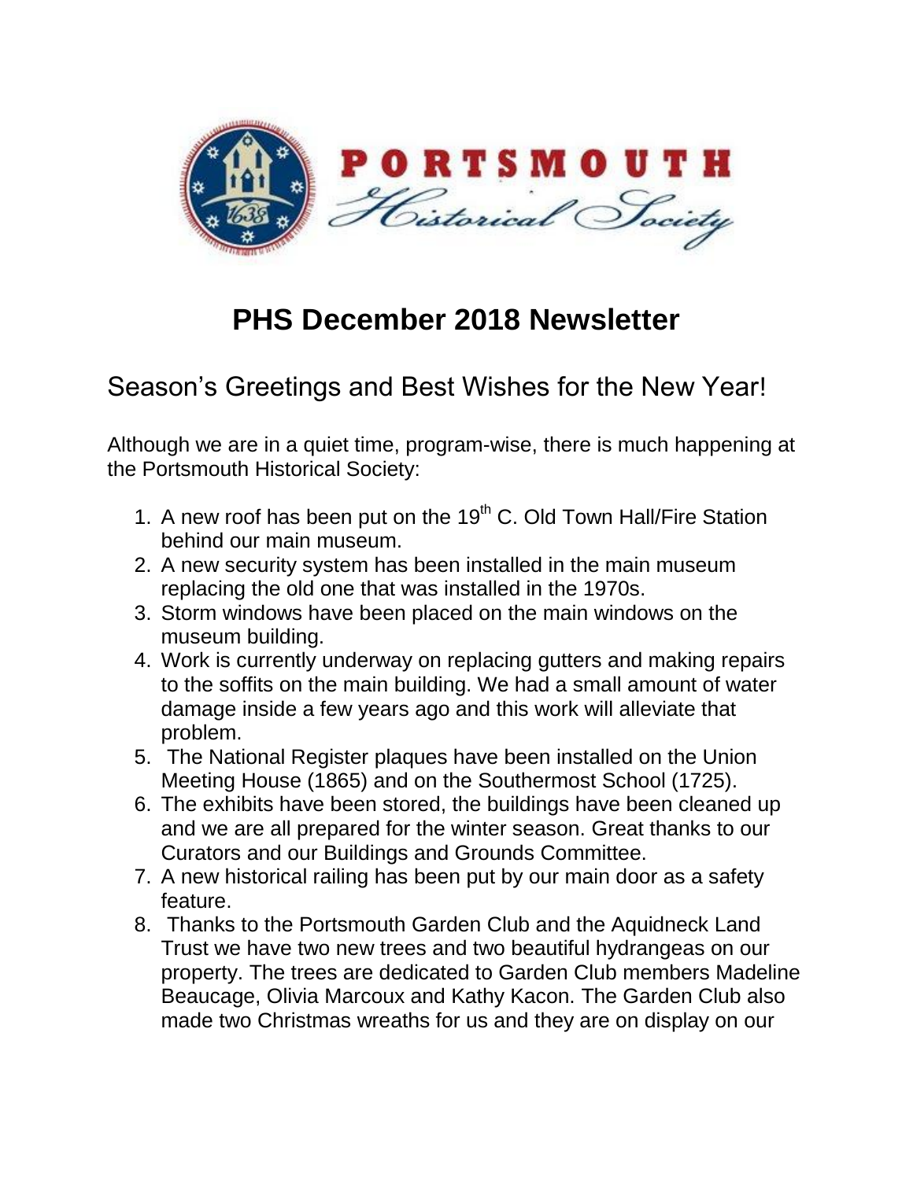# PHS December 2018 Newsletter

## Season's Greetings and Best Wishes for the New Year!

Although we are in a quiet time, program-wise, there is much happening at the Portsmouth Historical Society:

1. A new roof has been put on the 19th C. Old Town Hall/Fire Station behind our main museum.
2. A new security system has been installed in the main museum replacing the old one that was installed in the 1970s.
3. Storm windows have been placed on the main windows on the museum building.
4. Work is currently underway on replacing gutters and making repairs to the soffits on the main building. We had a small amount of water damage inside a few years ago and this work will alleviate that problem.
5. The National Register plaques have been installed on the Union Meeting House (1865) and on the Southermost School (1725).
6. The exhibits have been stored, the buildings have been cleaned up and we are all prepared for the winter season. Great thanks to our Curators and our Buildings and Grounds Committee.
7. A new historical railing has been put by our main door as a safety feature.
8. Thanks to the Portsmouth Garden Club and the Aquidneck Land Trust we have two new trees and two beautiful hydrangeas on our property. The trees are dedicated to Garden Club members Madeline Beaucage, Olivia Marcoux and Kathy Kacon. The Garden Club also made two Christmas wreaths for us and they are on display on our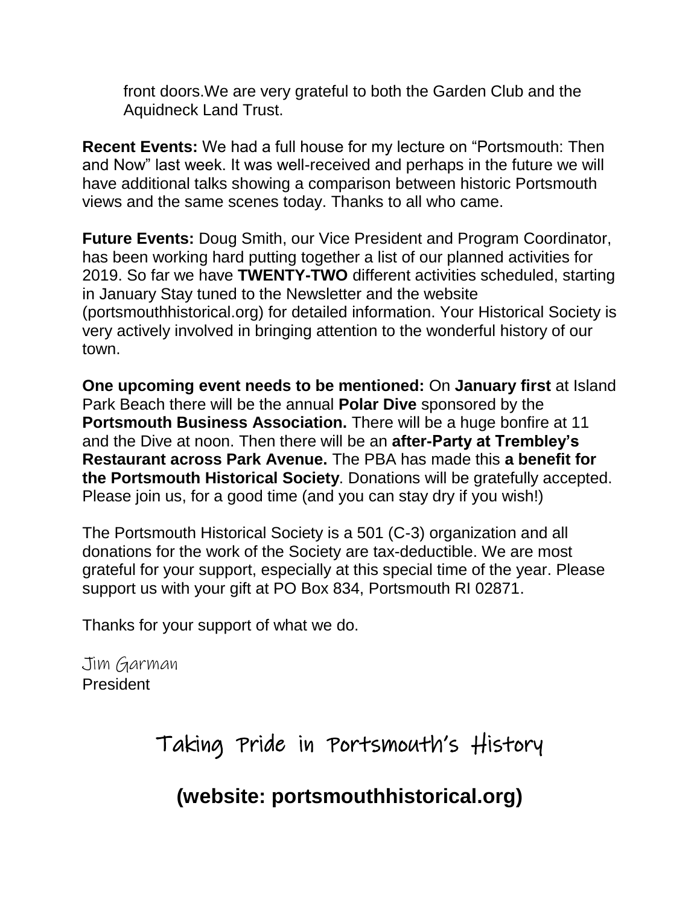front doors.We are very grateful to both the Garden Club and the Aquidneck Land Trust.

**Recent Events:** We had a full house for my lecture on "Portsmouth: Then and Now" last week. It was well-received and perhaps in the future we will have additional talks showing a comparison between historic Portsmouth views and the same scenes today. Thanks to all who came.

**Future Events:** Doug Smith, our Vice President and Program Coordinator, has been working hard putting together a list of our planned activities for 2019. So far we have **TWENTY-TWO** different activities scheduled, starting in January Stay tuned to the Newsletter and the website (portsmouthhistorical.org) for detailed information. Your Historical Society is very actively involved in bringing attention to the wonderful history of our town.

**One upcoming event needs to be mentioned:** On **January first** at Island Park Beach there will be the annual **Polar Dive** sponsored by the **Portsmouth Business Association.** There will be a huge bonfire at 11 and the Dive at noon. Then there will be an **after-Party at Trembley's Restaurant across Park Avenue.** The PBA has made this **a benefit for the Portsmouth Historical Society**. Donations will be gratefully accepted. Please join us, for a good time (and you can stay dry if you wish!)

The Portsmouth Historical Society is a 501 (C-3) organization and all donations for the work of the Society are tax-deductible. We are most grateful for your support, especially at this special time of the year. Please support us with your gift at PO Box 834, Portsmouth RI 02871.

Thanks for your support of what we do.

Jim Garman
President

## Taking Pride in Portsmouth's History

## (website: portsmouthhistorical.org)